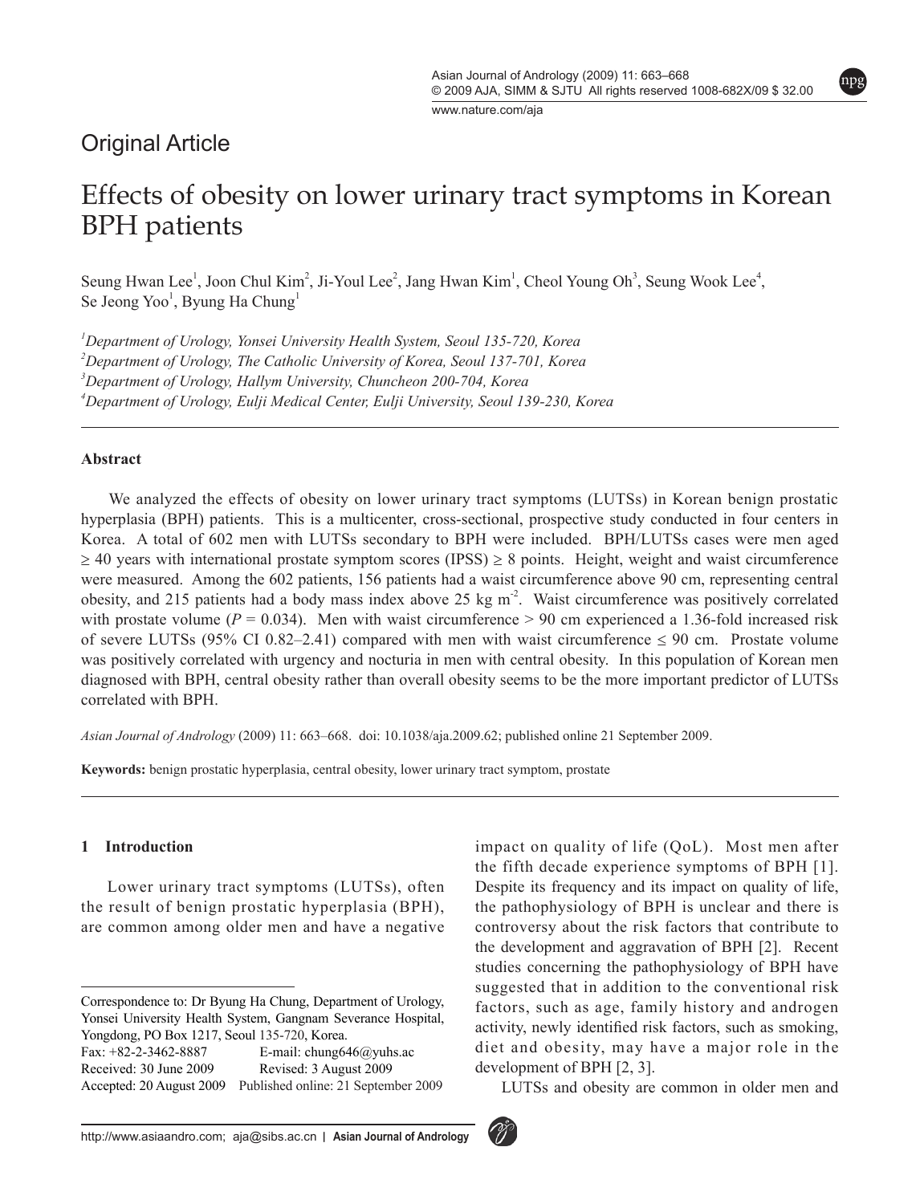Original Article

# Effects of obesity on lower urinary tract symptoms in Korean BPH patients

Seung Hwan Lee[1], Joon Chul Kim[2], Ji-Youl Lee[2], Jang Hwan Kim[1], Cheol Young Oh[3], Seung Wook Lee[4], Se Jeong Yoo[1], Byung Ha Chung[1]

[1]*Department of Urology, Yonsei University Health System, Seoul 135-720, Korea*
[2]*Department of Urology, The Catholic University of Korea, Seoul 137-701, Korea*
[3]*Department of Urology, Hallym University, Chuncheon 200-704, Korea*
[4]*Department of Urology, Eulji Medical Center, Eulji University, Seoul 139-230, Korea*

## Abstract

We analyzed the effects of obesity on lower urinary tract symptoms (LUTSs) in Korean benign prostatic hyperplasia (BPH) patients. This is a multicenter, cross-sectional, prospective study conducted in four centers in Korea. A total of 602 men with LUTSs secondary to BPH were included. BPH/LUTSs cases were men aged ≥ 40 years with international prostate symptom scores (IPSS) ≥ 8 points. Height, weight and waist circumference were measured. Among the 602 patients, 156 patients had a waist circumference above 90 cm, representing central obesity, and 215 patients had a body mass index above 25 kg m$^{-2}$. Waist circumference was positively correlated with prostate volume ($P$ = 0.034). Men with waist circumference > 90 cm experienced a 1.36-fold increased risk of severe LUTSs (95% CI 0.82–2.41) compared with men with waist circumference ≤ 90 cm. Prostate volume was positively correlated with urgency and nocturia in men with central obesity. In this population of Korean men diagnosed with BPH, central obesity rather than overall obesity seems to be the more important predictor of LUTSs correlated with BPH.

*Asian Journal of Andrology* (2009) 11: 663–668. doi: 10.1038/aja.2009.62; published online 21 September 2009.

**Keywords:** benign prostatic hyperplasia, central obesity, lower urinary tract symptom, prostate

## 1 Introduction

Lower urinary tract symptoms (LUTSs), often the result of benign prostatic hyperplasia (BPH), are common among older men and have a negative impact on quality of life (QoL). Most men after the fifth decade experience symptoms of BPH [1]. Despite its frequency and its impact on quality of life, the pathophysiology of BPH is unclear and there is controversy about the risk factors that contribute to the development and aggravation of BPH [2]. Recent studies concerning the pathophysiology of BPH have suggested that in addition to the conventional risk factors, such as age, family history and androgen activity, newly identified risk factors, such as smoking, diet and obesity, may have a major role in the development of BPH [2, 3].

LUTSs and obesity are common in older men and

---

Correspondence to: Dr Byung Ha Chung, Department of Urology, Yonsei University Health System, Gangnam Severance Hospital, Yongdong, PO Box 1217, Seoul 135-720, Korea.
Fax: +82-2-3462-8887 E-mail: chung646@yuhs.ac
Received: 30 June 2009 Revised: 3 August 2009
Accepted: 20 August 2009 Published online: 21 September 2009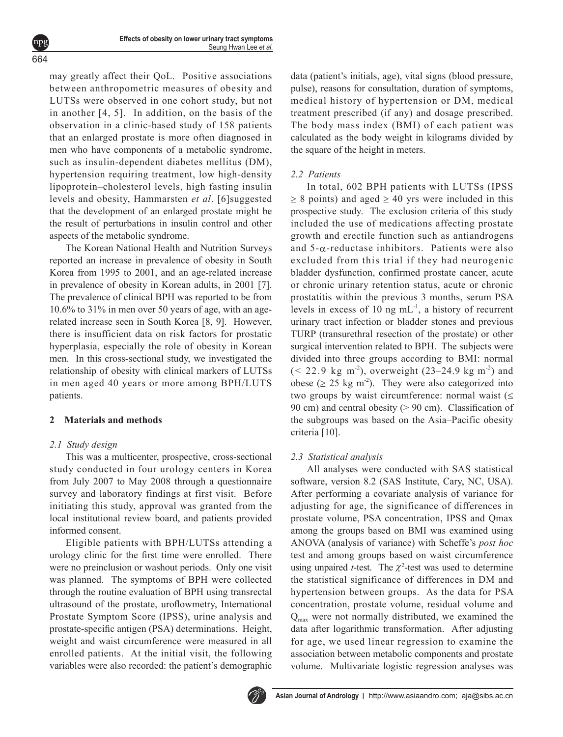may greatly affect their QoL. Positive associations between anthropometric measures of obesity and LUTSs were observed in one cohort study, but not in another [4, 5]. In addition, on the basis of the observation in a clinic-based study of 158 patients that an enlarged prostate is more often diagnosed in men who have components of a metabolic syndrome, such as insulin-dependent diabetes mellitus (DM), hypertension requiring treatment, low high-density lipoprotein–cholesterol levels, high fasting insulin levels and obesity, Hammarsten *et al*. [6]suggested that the development of an enlarged prostate might be the result of perturbations in insulin control and other aspects of the metabolic syndrome.

The Korean National Health and Nutrition Surveys reported an increase in prevalence of obesity in South Korea from 1995 to 2001, and an age-related increase in prevalence of obesity in Korean adults, in 2001 [7]. The prevalence of clinical BPH was reported to be from 10.6% to 31% in men over 50 years of age, with an age-related increase seen in South Korea [8, 9]. However, there is insufficient data on risk factors for prostatic hyperplasia, especially the role of obesity in Korean men. In this cross-sectional study, we investigated the relationship of obesity with clinical markers of LUTSs in men aged 40 years or more among BPH/LUTS patients.

## 2 Materials and methods

### *2.1 Study design*

This was a multicenter, prospective, cross-sectional study conducted in four urology centers in Korea from July 2007 to May 2008 through a questionnaire survey and laboratory findings at first visit. Before initiating this study, approval was granted from the local institutional review board, and patients provided informed consent.

Eligible patients with BPH/LUTSs attending a urology clinic for the first time were enrolled. There were no preinclusion or washout periods. Only one visit was planned. The symptoms of BPH were collected through the routine evaluation of BPH using transrectal ultrasound of the prostate, uroflowmetry, International Prostate Symptom Score (IPSS), urine analysis and prostate-specific antigen (PSA) determinations. Height, weight and waist circumference were measured in all enrolled patients. At the initial visit, the following variables were also recorded: the patient's demographic data (patient's initials, age), vital signs (blood pressure, pulse), reasons for consultation, duration of symptoms, medical history of hypertension or DM, medical treatment prescribed (if any) and dosage prescribed. The body mass index (BMI) of each patient was calculated as the body weight in kilograms divided by the square of the height in meters.

### *2.2 Patients*

In total, 602 BPH patients with LUTSs (IPSS $\geq$ 8 points) and aged $\geq$ 40 yrs were included in this prospective study. The exclusion criteria of this study included the use of medications affecting prostate growth and erectile function such as antiandrogens and 5-$\alpha$-reductase inhibitors. Patients were also excluded from this trial if they had neurogenic bladder dysfunction, confirmed prostate cancer, acute or chronic urinary retention status, acute or chronic prostatitis within the previous 3 months, serum PSA levels in excess of 10 ng $mL^{-1}$, a history of recurrent urinary tract infection or bladder stones and previous TURP (transurethral resection of the prostate) or other surgical intervention related to BPH. The subjects were divided into three groups according to BMI: normal (< 22.9 kg $m^{-2}$), overweight (23–24.9 kg $m^{-2}$) and obese ($\geq$ 25 kg $m^{-2}$). They were also categorized into two groups by waist circumference: normal waist ($\leq$ 90 cm) and central obesity (> 90 cm). Classification of the subgroups was based on the Asia–Pacific obesity criteria [10].

### *2.3 Statistical analysis*

All analyses were conducted with SAS statistical software, version 8.2 (SAS Institute, Cary, NC, USA). After performing a covariate analysis of variance for adjusting for age, the significance of differences in prostate volume, PSA concentration, IPSS and Qmax among the groups based on BMI was examined using ANOVA (analysis of variance) with Scheffe's *post hoc* test and among groups based on waist circumference using unpaired *t*-test. The $\chi^2$-test was used to determine the statistical significance of differences in DM and hypertension between groups. As the data for PSA concentration, prostate volume, residual volume and $Q_{max}$ were not normally distributed, we examined the data after logarithmic transformation. After adjusting for age, we used linear regression to examine the association between metabolic components and prostate volume. Multivariate logistic regression analyses was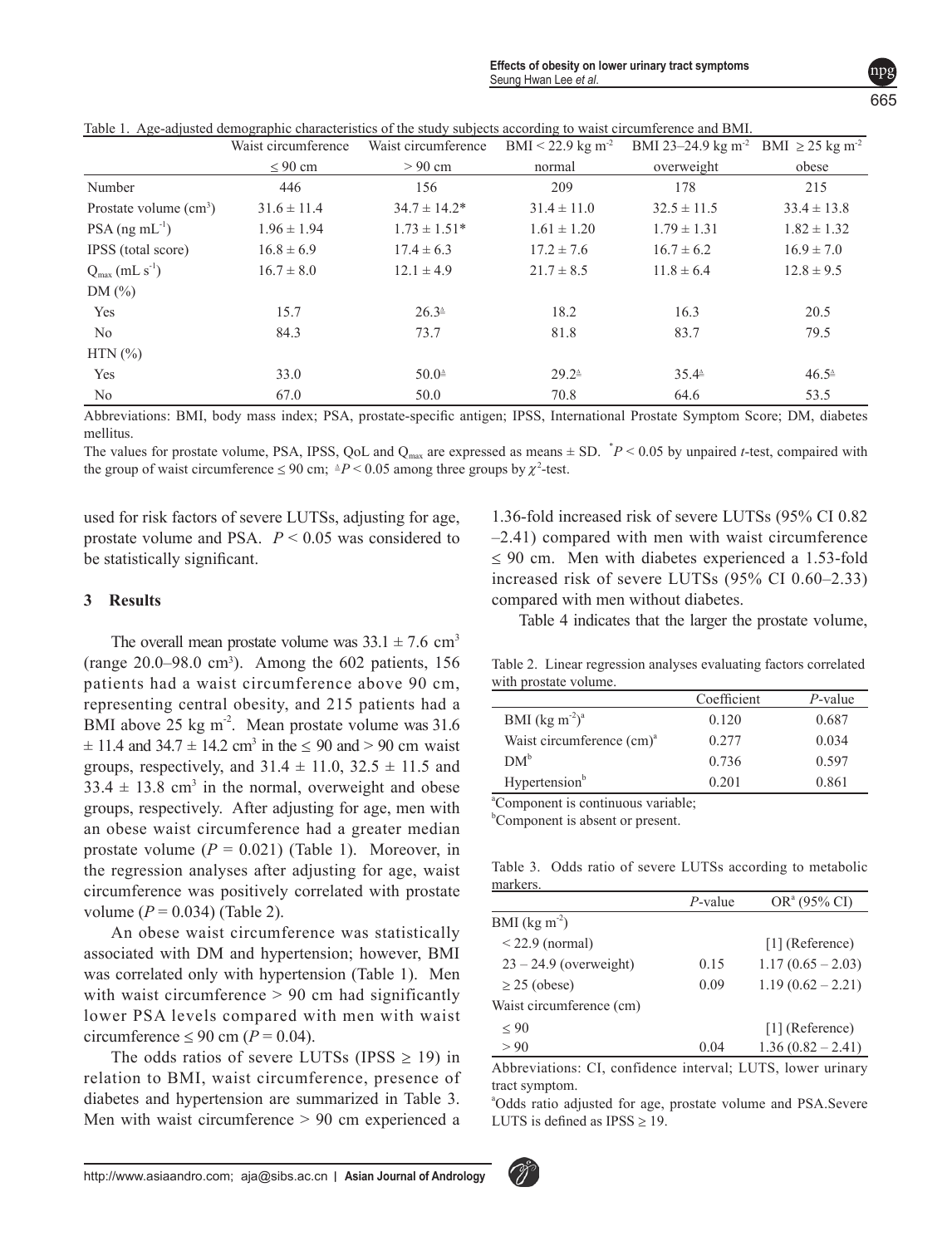Table 1. Age-adjusted demographic characteristics of the study subjects according to waist circumference and BMI.

| | Waist circumference ≤ 90 cm | Waist circumference > 90 cm | BMI < 22.9 kg $m^{-2}$ normal | BMI 23–24.9 kg $m^{-2}$ overweight | BMI ≥ 25 kg $m^{-2}$ obese |
|---|---|---|---|---|---|
| Number | 446 | 156 | 209 | 178 | 215 |
| Prostate volume ($cm^3$) | 31.6 ± 11.4 | 34.7 ± 14.2* | 31.4 ± 11.0 | 32.5 ± 11.5 | 33.4 ± 13.8 |
| PSA (ng $mL^{-1}$) | 1.96 ± 1.94 | 1.73 ± 1.51* | 1.61 ± 1.20 | 1.79 ± 1.31 | 1.82 ± 1.32 |
| IPSS (total score) | 16.8 ± 6.9 | 17.4 ± 6.3 | 17.2 ± 7.6 | 16.7 ± 6.2 | 16.9 ± 7.0 |
| $Q_{max}$ (mL $s^{-1}$) | 16.7 ± 8.0 | 12.1 ± 4.9 | 21.7 ± 8.5 | 11.8 ± 6.4 | 12.8 ± 9.5 |
| DM (%) | | | | | |
| Yes | 15.7 | 26.3[▲] | 18.2 | 16.3 | 20.5 |
| No | 84.3 | 73.7 | 81.8 | 83.7 | 79.5 |
| HTN (%) | | | | | |
| Yes | 33.0 | 50.0[▲] | 29.2[▲] | 35.4[▲] | 46.5[▲] |
| No | 67.0 | 50.0 | 70.8 | 64.6 | 53.5 |

Abbreviations: BMI, body mass index; PSA, prostate-specific antigen; IPSS, International Prostate Symptom Score; DM, diabetes mellitus.

The values for prostate volume, PSA, IPSS, QoL and $Q_{max}$ are expressed as means ± SD. *$P < 0.05$ by unpaired $t$-test, compaired with the group of waist circumference ≤ 90 cm; ▲$P < 0.05$ among three groups by $\chi^2$-test.

used for risk factors of severe LUTSs, adjusting for age, prostate volume and PSA. $P < 0.05$ was considered to be statistically significant.

## 3 Results

The overall mean prostate volume was 33.1 ± 7.6 $cm^3$ (range 20.0–98.0 $cm^3$). Among the 602 patients, 156 patients had a waist circumference above 90 cm, representing central obesity, and 215 patients had a BMI above 25 kg $m^{-2}$. Mean prostate volume was 31.6 ± 11.4 and 34.7 ± 14.2 $cm^3$ in the ≤ 90 and > 90 cm waist groups, respectively, and 31.4 ± 11.0, 32.5 ± 11.5 and 33.4 ± 13.8 $cm^3$ in the normal, overweight and obese groups, respectively. After adjusting for age, men with an obese waist circumference had a greater median prostate volume ($P = 0.021$) (Table 1). Moreover, in the regression analyses after adjusting for age, waist circumference was positively correlated with prostate volume ($P = 0.034$) (Table 2).

An obese waist circumference was statistically associated with DM and hypertension; however, BMI was correlated only with hypertension (Table 1). Men with waist circumference > 90 cm had significantly lower PSA levels compared with men with waist circumference ≤ 90 cm ($P = 0.04$).

The odds ratios of severe LUTSs (IPSS ≥ 19) in relation to BMI, waist circumference, presence of diabetes and hypertension are summarized in Table 3. Men with waist circumference > 90 cm experienced a 1.36-fold increased risk of severe LUTSs (95% CI 0.82–2.41) compared with men with waist circumference ≤ 90 cm. Men with diabetes experienced a 1.53-fold increased risk of severe LUTSs (95% CI 0.60–2.33) compared with men without diabetes.

Table 4 indicates that the larger the prostate volume,

Table 2. Linear regression analyses evaluating factors correlated with prostate volume.

| | Coefficient | $P$-value |
|---|---|---|
| BMI (kg $m^{-2}$)[a] | 0.120 | 0.687 |
| Waist circumference (cm)[a] | 0.277 | 0.034 |
| DM[b] | 0.736 | 0.597 |
| Hypertension[b] | 0.201 | 0.861 |

[a]Component is continuous variable;
[b]Component is absent or present.

Table 3. Odds ratio of severe LUTSs according to metabolic markers.

| | $P$-value | OR[a] (95% CI) |
|---|---|---|
| BMI (kg $m^{-2}$) | | |
| < 22.9 (normal) | | [1] (Reference) |
| 23 – 24.9 (overweight) | 0.15 | 1.17 (0.65 – 2.03) |
| ≥ 25 (obese) | 0.09 | 1.19 (0.62 – 2.21) |
| Waist circumference (cm) | | |
| ≤ 90 | | [1] (Reference) |
| > 90 | 0.04 | 1.36 (0.82 – 2.41) |

Abbreviations: CI, confidence interval; LUTS, lower urinary tract symptom.
[a]Odds ratio adjusted for age, prostate volume and PSA.Severe LUTS is defined as IPSS ≥ 19.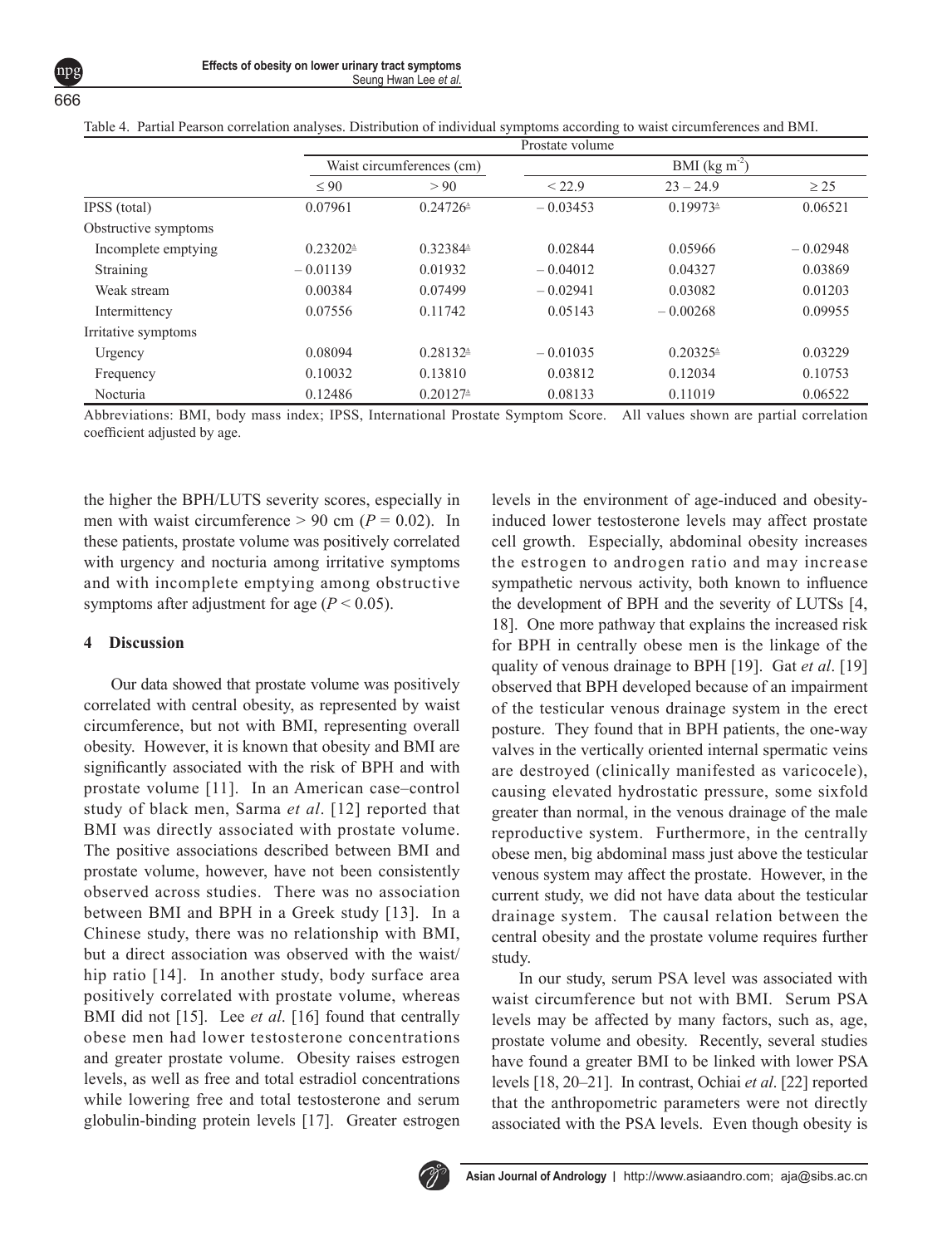Table 4. Partial Pearson correlation analyses. Distribution of individual symptoms according to waist circumferences and BMI.

| | Prostate volume | | | | |
|---|---|---|---|---|---|
| | Waist circumferences (cm) | | BMI (kg $m^{-2}$) | | |
| | ≤ 90 | > 90 | < 22.9 | 23 – 24.9 | ≥ 25 |
| IPSS (total) | 0.07961 | 0.24726[a] | – 0.03453 | 0.19973[a] | 0.06521 |
| Obstructive symptoms | | | | | |
| Incomplete emptying | 0.23202[a] | 0.32384[a] | 0.02844 | 0.05966 | – 0.02948 |
| Straining | – 0.01139 | 0.01932 | – 0.04012 | 0.04327 | 0.03869 |
| Weak stream | 0.00384 | 0.07499 | – 0.02941 | 0.03082 | 0.01203 |
| Intermittency | 0.07556 | 0.11742 | 0.05143 | – 0.00268 | 0.09955 |
| Irritative symptoms | | | | | |
| Urgency | 0.08094 | 0.28132[a] | – 0.01035 | 0.20325[a] | 0.03229 |
| Frequency | 0.10032 | 0.13810 | 0.03812 | 0.12034 | 0.10753 |
| Nocturia | 0.12486 | 0.20127[a] | 0.08133 | 0.11019 | 0.06522 |

Abbreviations: BMI, body mass index; IPSS, International Prostate Symptom Score. All values shown are partial correlation coefficient adjusted by age.

the higher the BPH/LUTS severity scores, especially in men with waist circumference > 90 cm ($P = 0.02$). In these patients, prostate volume was positively correlated with urgency and nocturia among irritative symptoms and with incomplete emptying among obstructive symptoms after adjustment for age ($P < 0.05$).

## 4 Discussion

Our data showed that prostate volume was positively correlated with central obesity, as represented by waist circumference, but not with BMI, representing overall obesity. However, it is known that obesity and BMI are significantly associated with the risk of BPH and with prostate volume [11]. In an American case–control study of black men, Sarma *et al*. [12] reported that BMI was directly associated with prostate volume. The positive associations described between BMI and prostate volume, however, have not been consistently observed across studies. There was no association between BMI and BPH in a Greek study [13]. In a Chinese study, there was no relationship with BMI, but a direct association was observed with the waist/hip ratio [14]. In another study, body surface area positively correlated with prostate volume, whereas BMI did not [15]. Lee *et al*. [16] found that centrally obese men had lower testosterone concentrations and greater prostate volume. Obesity raises estrogen levels, as well as free and total estradiol concentrations while lowering free and total testosterone and serum globulin-binding protein levels [17]. Greater estrogen levels in the environment of age-induced and obesity-induced lower testosterone levels may affect prostate cell growth. Especially, abdominal obesity increases the estrogen to androgen ratio and may increase sympathetic nervous activity, both known to influence the development of BPH and the severity of LUTSs [4, 18]. One more pathway that explains the increased risk for BPH in centrally obese men is the linkage of the quality of venous drainage to BPH [19]. Gat *et al*. [19] observed that BPH developed because of an impairment of the testicular venous drainage system in the erect posture. They found that in BPH patients, the one-way valves in the vertically oriented internal spermatic veins are destroyed (clinically manifested as varicocele), causing elevated hydrostatic pressure, some sixfold greater than normal, in the venous drainage of the male reproductive system. Furthermore, in the centrally obese men, big abdominal mass just above the testicular venous system may affect the prostate. However, in the current study, we did not have data about the testicular drainage system. The causal relation between the central obesity and the prostate volume requires further study.

In our study, serum PSA level was associated with waist circumference but not with BMI. Serum PSA levels may be affected by many factors, such as, age, prostate volume and obesity. Recently, several studies have found a greater BMI to be linked with lower PSA levels [18, 20–21]. In contrast, Ochiai *et al*. [22] reported that the anthropometric parameters were not directly associated with the PSA levels. Even though obesity is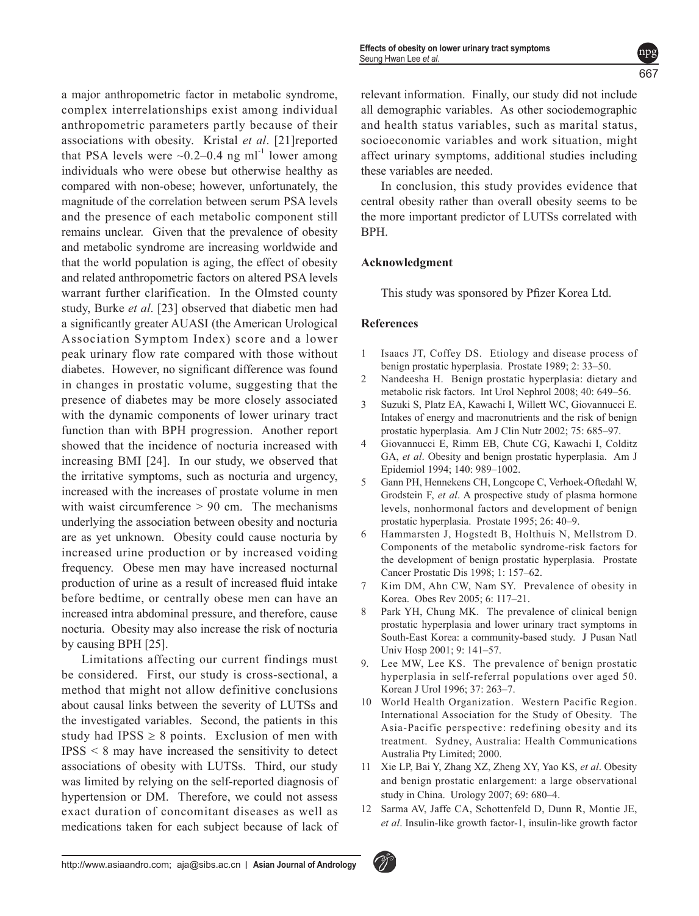a major anthropometric factor in metabolic syndrome, complex interrelationships exist among individual anthropometric parameters partly because of their associations with obesity. Kristal *et al*. [21]reported that PSA levels were ~0.2–0.4 ng $ml^{-1}$ lower among individuals who were obese but otherwise healthy as compared with non-obese; however, unfortunately, the magnitude of the correlation between serum PSA levels and the presence of each metabolic component still remains unclear. Given that the prevalence of obesity and metabolic syndrome are increasing worldwide and that the world population is aging, the effect of obesity and related anthropometric factors on altered PSA levels warrant further clarification. In the Olmsted county study, Burke *et al*. [23] observed that diabetic men had a significantly greater AUASI (the American Urological Association Symptom Index) score and a lower peak urinary flow rate compared with those without diabetes. However, no significant difference was found in changes in prostatic volume, suggesting that the presence of diabetes may be more closely associated with the dynamic components of lower urinary tract function than with BPH progression. Another report showed that the incidence of nocturia increased with increasing BMI [24]. In our study, we observed that the irritative symptoms, such as nocturia and urgency, increased with the increases of prostate volume in men with waist circumference > 90 cm. The mechanisms underlying the association between obesity and nocturia are as yet unknown. Obesity could cause nocturia by increased urine production or by increased voiding frequency. Obese men may have increased nocturnal production of urine as a result of increased fluid intake before bedtime, or centrally obese men can have an increased intra abdominal pressure, and therefore, cause nocturia. Obesity may also increase the risk of nocturia by causing BPH [25].

Limitations affecting our current findings must be considered. First, our study is cross-sectional, a method that might not allow definitive conclusions about causal links between the severity of LUTSs and the investigated variables. Second, the patients in this study had IPSS ≥ 8 points. Exclusion of men with IPSS < 8 may have increased the sensitivity to detect associations of obesity with LUTSs. Third, our study was limited by relying on the self-reported diagnosis of hypertension or DM. Therefore, we could not assess exact duration of concomitant diseases as well as medications taken for each subject because of lack of relevant information. Finally, our study did not include all demographic variables. As other sociodemographic and health status variables, such as marital status, socioeconomic variables and work situation, might affect urinary symptoms, additional studies including these variables are needed.

In conclusion, this study provides evidence that central obesity rather than overall obesity seems to be the more important predictor of LUTSs correlated with BPH.

## Acknowledgment

This study was sponsored by Pfizer Korea Ltd.

## References

1. Isaacs JT, Coffey DS. Etiology and disease process of benign prostatic hyperplasia. Prostate 1989; 2: 33–50.
2. Nandeesha H. Benign prostatic hyperplasia: dietary and metabolic risk factors. Int Urol Nephrol 2008; 40: 649–56.
3. Suzuki S, Platz EA, Kawachi I, Willett WC, Giovannucci E. Intakes of energy and macronutrients and the risk of benign prostatic hyperplasia. Am J Clin Nutr 2002; 75: 685–97.
4. Giovannucci E, Rimm EB, Chute CG, Kawachi I, Colditz GA, *et al*. Obesity and benign prostatic hyperplasia. Am J Epidemiol 1994; 140: 989–1002.
5. Gann PH, Hennekens CH, Longcope C, Verhoek-Oftedahl W, Grodstein F, *et al*. A prospective study of plasma hormone levels, nonhormonal factors and development of benign prostatic hyperplasia. Prostate 1995; 26: 40–9.
6. Hammarsten J, Hogstedt B, Holthuis N, Mellstrom D. Components of the metabolic syndrome-risk factors for the development of benign prostatic hyperplasia. Prostate Cancer Prostatic Dis 1998; 1: 157–62.
7. Kim DM, Ahn CW, Nam SY. Prevalence of obesity in Korea. Obes Rev 2005; 6: 117–21.
8. Park YH, Chung MK. The prevalence of clinical benign prostatic hyperplasia and lower urinary tract symptoms in South-East Korea: a community-based study. J Pusan Natl Univ Hosp 2001; 9: 141–57.
9. Lee MW, Lee KS. The prevalence of benign prostatic hyperplasia in self-referral populations over aged 50. Korean J Urol 1996; 37: 263–7.
10. World Health Organization. Western Pacific Region. International Association for the Study of Obesity. The Asia-Pacific perspective: redefining obesity and its treatment. Sydney, Australia: Health Communications Australia Pty Limited; 2000.
11. Xie LP, Bai Y, Zhang XZ, Zheng XY, Yao KS, *et al*. Obesity and benign prostatic enlargement: a large observational study in China. Urology 2007; 69: 680–4.
12. Sarma AV, Jaffe CA, Schottenfeld D, Dunn R, Montie JE, *et al*. Insulin-like growth factor-1, insulin-like growth factor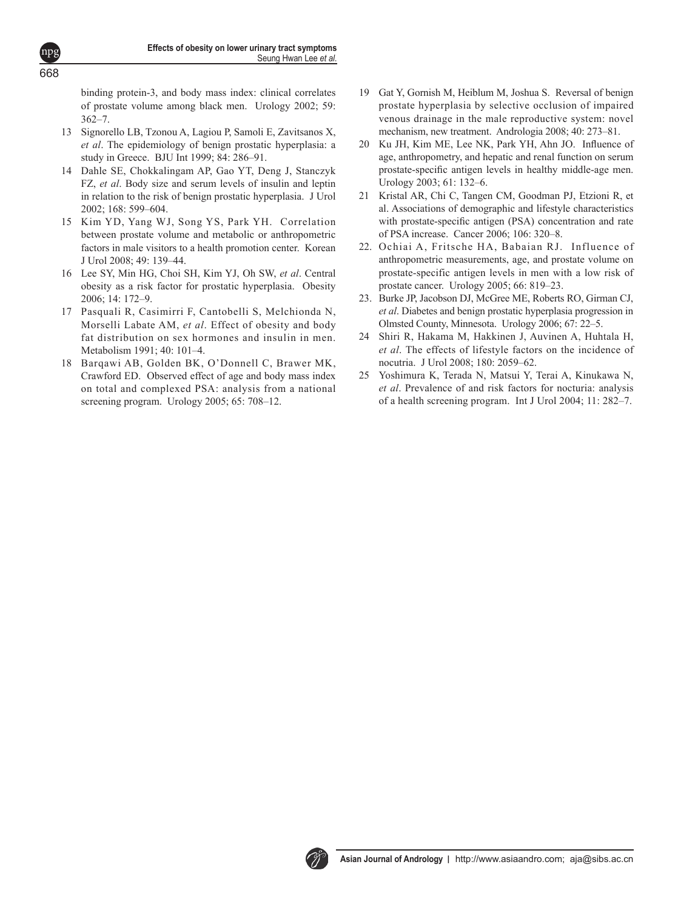binding protein-3, and body mass index: clinical correlates of prostate volume among black men. Urology 2002; 59: 362–7.

13 Signorello LB, Tzonou A, Lagiou P, Samoli E, Zavitsanos X, *et al*. The epidemiology of benign prostatic hyperplasia: a study in Greece. BJU Int 1999; 84: 286–91.

14 Dahle SE, Chokkalingam AP, Gao YT, Deng J, Stanczyk FZ, *et al*. Body size and serum levels of insulin and leptin in relation to the risk of benign prostatic hyperplasia. J Urol 2002; 168: 599–604.

15 Kim YD, Yang WJ, Song YS, Park YH. Correlation between prostate volume and metabolic or anthropometric factors in male visitors to a health promotion center. Korean J Urol 2008; 49: 139–44.

16 Lee SY, Min HG, Choi SH, Kim YJ, Oh SW, *et al*. Central obesity as a risk factor for prostatic hyperplasia. Obesity 2006; 14: 172–9.

17 Pasquali R, Casimirri F, Cantobelli S, Melchionda N, Morselli Labate AM, *et al*. Effect of obesity and body fat distribution on sex hormones and insulin in men. Metabolism 1991; 40: 101–4.

18 Barqawi AB, Golden BK, O'Donnell C, Brawer MK, Crawford ED. Observed effect of age and body mass index on total and complexed PSA: analysis from a national screening program. Urology 2005; 65: 708–12.

19 Gat Y, Gornish M, Heiblum M, Joshua S. Reversal of benign prostate hyperplasia by selective occlusion of impaired venous drainage in the male reproductive system: novel mechanism, new treatment. Andrologia 2008; 40: 273–81.

20 Ku JH, Kim ME, Lee NK, Park YH, Ahn JO. Influence of age, anthropometry, and hepatic and renal function on serum prostate-specific antigen levels in healthy middle-age men. Urology 2003; 61: 132–6.

21 Kristal AR, Chi C, Tangen CM, Goodman PJ, Etzioni R, et al. Associations of demographic and lifestyle characteristics with prostate-specific antigen (PSA) concentration and rate of PSA increase. Cancer 2006; 106: 320–8.

22. Ochiai A, Fritsche HA, Babaian RJ. Influence of anthropometric measurements, age, and prostate volume on prostate-specific antigen levels in men with a low risk of prostate cancer. Urology 2005; 66: 819–23.

23. Burke JP, Jacobson DJ, McGree ME, Roberts RO, Girman CJ, *et al*. Diabetes and benign prostatic hyperplasia progression in Olmsted County, Minnesota. Urology 2006; 67: 22–5.

24 Shiri R, Hakama M, Hakkinen J, Auvinen A, Huhtala H, *et al*. The effects of lifestyle factors on the incidence of nocutria. J Urol 2008; 180: 2059–62.

25 Yoshimura K, Terada N, Matsui Y, Terai A, Kinukawa N, *et al*. Prevalence of and risk factors for nocturia: analysis of a health screening program. Int J Urol 2004; 11: 282–7.